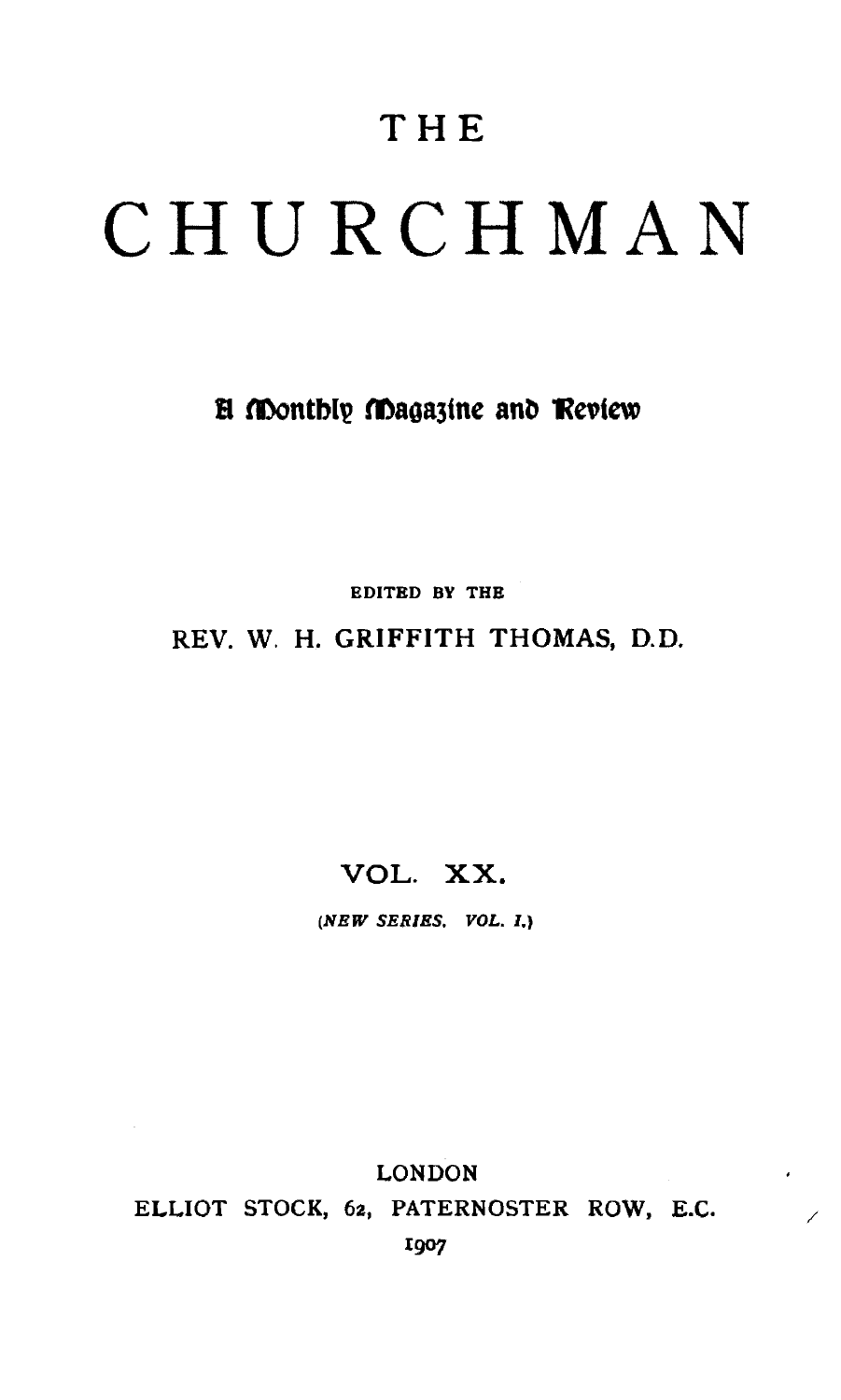# THE CHURCHMAN

A Monthly Magazine and Review

EDITED BY THE

REV. W. H. GRIFFITH THOMAS, D.D.

VOL. XX.

*(NEW SERIES. VOL. I.)*

LONDON

ELLIOT STOCK, 62, PATERNOSTER ROW, E.C.

1907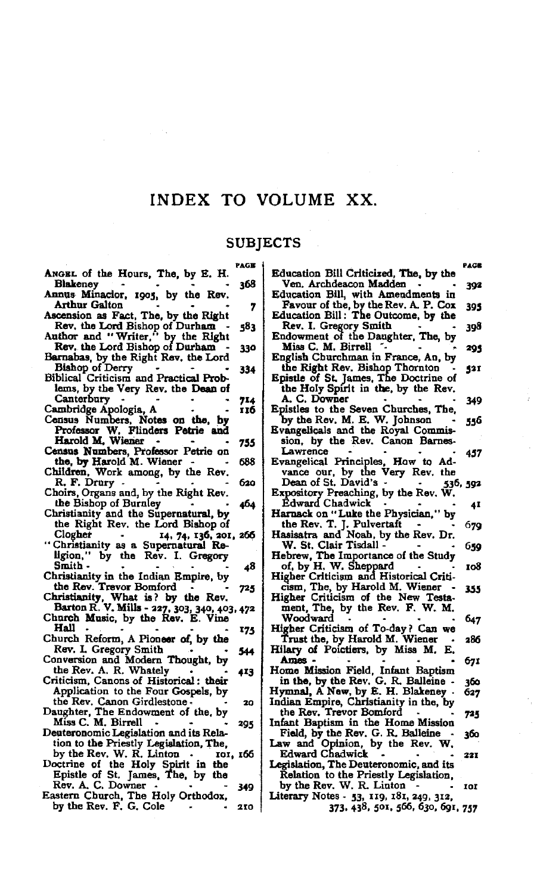# INDEX TO VOLUME XX.

## SUBJECTS

| | PAGE |
|---|---|
| ANGEL of the Hours, The, by E. H. Blakeney | 368 |
| Annus Minacior, 1905, by the Rev. Arthur Galton | 7 |
| Ascension as Fact, The, by the Right Rev. the Lord Bishop of Durham | 583 |
| Author and "Writer," by the Right Rev. the Lord Bishop of Durham | 330 |
| Barnabas, by the Right Rev. the Lord Bishop of Derry | 334 |
| Biblical Criticism and Practical Problems, by the Very Rev. the Dean of Canterbury | 714 |
| Cambridge Apologia, A | 116 |
| Census Numbers, Notes on the, by Professor W. Flinders Petrie and Harold M. Wiener | 755 |
| Census Numbers, Professor Petrie on the, by Harold M. Wiener | 688 |
| Children, Work among, by the Rev. R. F. Drury | 620 |
| Choirs, Organs and, by the Right Rev. the Bishop of Burnley | 464 |
| Christianity and the Supernatural, by the Right Rev. the Lord Bishop of Clogher | 14, 74, 136, 201, 266 |
| "Christianity as a Supernatural Religion," by the Rev. I. Gregory Smith | 48 |
| Christianity in the Indian Empire, by the Rev. Trevor Bomford | 725 |
| Christianity, What is? by the Rev. Barton R. V. Mills | 227, 303, 340, 403, 472 |
| Church Music, by the Rev. E. Vine Hall | 175 |
| Church Reform, A Pioneer of, by the Rev. I. Gregory Smith | 544 |
| Conversion and Modern Thought, by the Rev. A. R. Whately | 413 |
| Criticism, Canons of Historical: their Application to the Four Gospels, by the Rev. Canon Girdlestone | 20 |
| Daughter, The Endowment of the, by Miss C. M. Birrell | 295 |
| Deuteronomic Legislation and its Relation to the Priestly Legislation, The, by the Rev. W. R. Linton | 101, 166 |
| Doctrine of the Holy Spirit in the Epistle of St. James, The, by the Rev. A. C. Downer | 349 |
| Eastern Church, The Holy Orthodox, by the Rev. F. G. Cole | 210 |
| Education Bill Criticized, The, by the Ven. Archdeacon Madden | 392 |
| Education Bill, with Amendments in Favour of the, by the Rev. A. P. Cox | 395 |
| Education Bill: The Outcome, by the Rev. I. Gregory Smith | 398 |
| Endowment of the Daughter, The, by Miss C. M. Birrell | 295 |
| English Churchman in France, An, by the Right Rev. Bishop Thornton | 521 |
| Epistle of St. James, The Doctrine of the Holy Spirit in the, by the Rev. A. C. Downer | 349 |
| Epistles to the Seven Churches, The, by the Rev. M. E. W. Johnson | 556 |
| Evangelicals and the Royal Commission, by the Rev. Canon Barnes-Lawrence | 457 |
| Evangelical Principles, How to Advance our, by the Very Rev. the Dean of St. David's | 536, 592 |
| Expository Preaching, by the Rev. W. Edward Chadwick | 41 |
| Harnack on "Luke the Physician," by the Rev. T. J. Pulvertaft | 679 |
| Hasisatra and Noah, by the Rev. Dr. W. St. Clair Tisdall | 659 |
| Hebrew, The Importance of the Study of, by H. W. Sheppard | 108 |
| Higher Criticism and Historical Criticism, The, by Harold M. Wiener | 355 |
| Higher Criticism of the New Testament, The, by the Rev. F. W. M. Woodward | 647 |
| Higher Criticism of To-day? Can we Trust the, by Harold M. Wiener | 286 |
| Hilary of Poictiers, by Miss M. E. Ames | 671 |
| Home Mission Field, Infant Baptism in the, by the Rev. G. R. Balleine | 360 |
| Hymnal, A New, by E. H. Blakeney | 627 |
| Indian Empire, Christianity in the, by the Rev. Trevor Bomford | 725 |
| Infant Baptism in the Home Mission Field, by the Rev. G. R. Balleine | 360 |
| Law and Opinion, by the Rev. W. Edward Chadwick | 221 |
| Legislation, The Deuteronomic, and its Relation to the Priestly Legislation, by the Rev. W. R. Linton | 101 |
| Literary Notes | 53, 119, 181, 249, 312, 373, 438, 501, 566, 630, 691, 757 |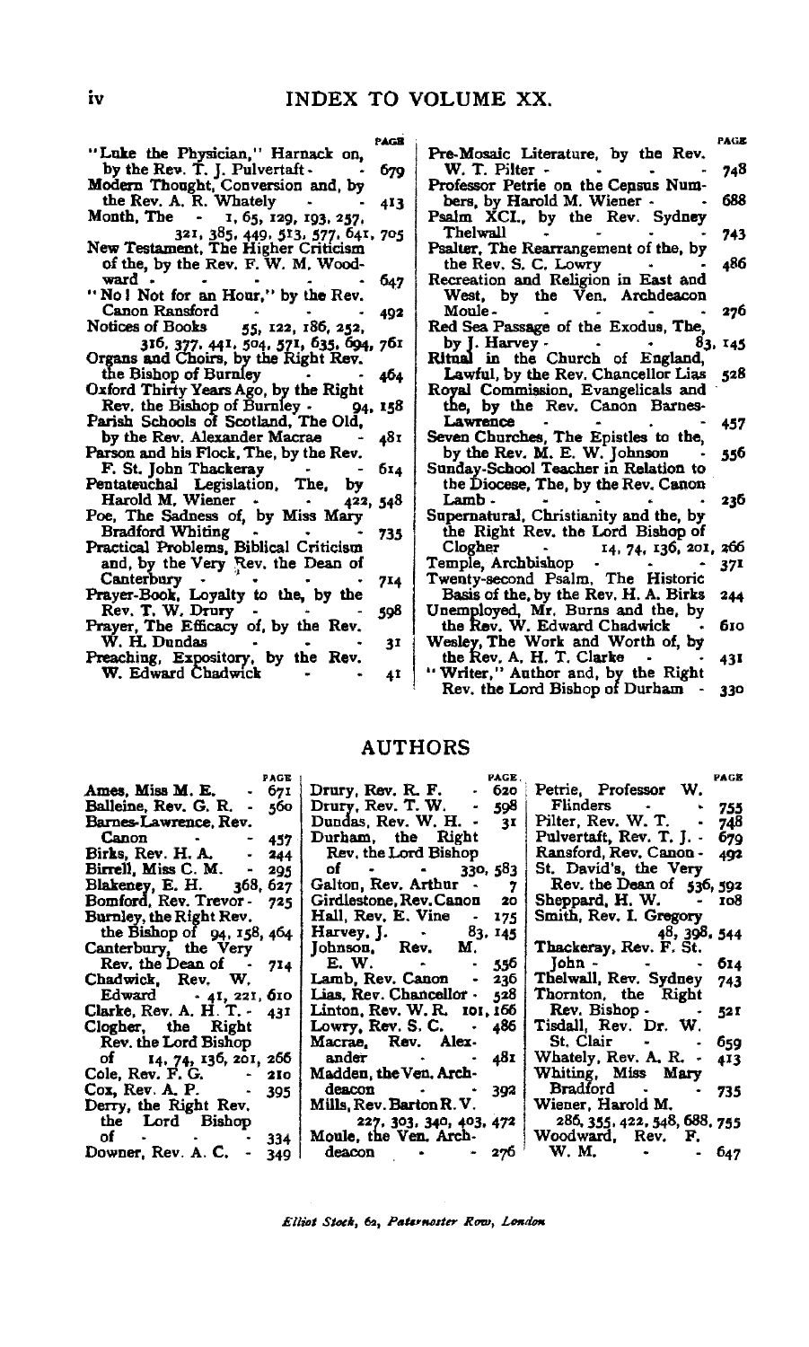# INDEX TO VOLUME XX.

| | PAGE |
|---|---|
| "Luke the Physician," Harnack on, by the Rev. T. J. Pulvertaft | 679 |
| Modern Thought, Conversion and, by the Rev. A. R. Whately | 413 |
| Month, The | 1, 65, 129, 193, 257, 321, 385, 449, 513, 577, 641, 705 |
| New Testament, The Higher Criticism of the, by the Rev. F. W. M. Woodward | 647 |
| "No! Not for an Hour," by the Rev. Canon Ransford | 492 |
| Notices of Books | 55, 122, 186, 252, 316, 377, 441, 504, 571, 635, 694, 761 |
| Organs and Choirs, by the Right Rev. the Bishop of Burnley | 464 |
| Oxford Thirty Years Ago, by the Right Rev. the Bishop of Burnley | 94, 158 |
| Parish Schools of Scotland, The Old, by the Rev. Alexander Macrae | 481 |
| Parson and his Flock, The, by the Rev. F. St. John Thackeray | 614 |
| Pentateuchal Legislation, The, by Harold M. Wiener | 422, 548 |
| Poe, The Sadness of, by Miss Mary Bradford Whiting | 735 |
| Practical Problems, Biblical Criticism and, by the Very Rev. the Dean of Canterbury | 714 |
| Prayer-Book, Loyalty to the, by the Rev. T. W. Drury | 598 |
| Prayer, The Efficacy of, by the Rev. W. H. Dundas | 31 |
| Preaching, Expository, by the Rev. W. Edward Chadwick | 41 |
| Pre-Mosaic Literature, by the Rev. W. T. Pilter | 748 |
| Professor Petrie on the Census Numbers, by Harold M. Wiener | 688 |
| Psalm XCI., by the Rev. Sydney Thelwall | 743 |
| Psalter, The Rearrangement of the, by the Rev. S. C. Lowry | 486 |
| Recreation and Religion in East and West, by the Ven. Archdeacon Moule | 276 |
| Red Sea Passage of the Exodus, The, by J. Harvey | 83, 145 |
| Ritual in the Church of England, Lawful, by the Rev. Chancellor Lias | 528 |
| Royal Commission, Evangelicals and the, by the Rev. Canon Barnes-Lawrence | 457 |
| Seven Churches, The Epistles to the, by the Rev. M. E. W. Johnson | 556 |
| Sunday-School Teacher in Relation to the Diocese, The, by the Rev. Canon Lamb | 236 |
| Supernatural, Christianity and the, by the Right Rev. the Lord Bishop of Clogher | 14, 74, 136, 201, 266 |
| Temple, Archbishop | 371 |
| Twenty-second Psalm, The Historic Basis of the, by the Rev. H. A. Birks | 244 |
| Unemployed, Mr. Burns and the, by the Rev. W. Edward Chadwick | 610 |
| Wesley, The Work and Worth of, by the Rev. A. H. T. Clarke | 431 |
| "Writer," Author and, by the Right Rev. the Lord Bishop of Durham | 330 |

## AUTHORS

| | PAGE |
|---|---|
| Ames, Miss M. E. | 671 |
| Balleine, Rev. G. R. | 560 |
| Barnes-Lawrence, Rev. Canon | 457 |
| Birks, Rev. H. A. | 244 |
| Birrell, Miss C. M. | 295 |
| Blakeney, E. H. | 368, 627 |
| Bomford, Rev. Trevor | 725 |
| Burnley, the Right Rev. the Bishop of | 94, 158, 464 |
| Canterbury, the Very Rev. the Dean of | 714 |
| Chadwick, Rev. W. Edward | 41, 221, 610 |
| Clarke, Rev. A. H. T. | 431 |
| Clogher, the Right Rev. the Lord Bishop of | 14, 74, 136, 201, 266 |
| Cole, Rev. F. G. | 210 |
| Cox, Rev. A. P. | 395 |
| Derry, the Right Rev. the Lord Bishop of | 334 |
| Downer, Rev. A. C. | 349 |
| Drury, Rev. R. F. | 620 |
| Drury, Rev. T. W. | 598 |
| Dundas, Rev. W. H. | 31 |
| Durham, the Right Rev. the Lord Bishop of | 330, 583 |
| Galton, Rev. Arthur | 7 |
| Girdlestone, Rev. Canon | 20 |
| Hall, Rev. E. Vine | 175 |
| Harvey, J. | 83, 145 |
| Johnson, Rev. M. E. W. | 556 |
| Lamb, Rev. Canon | 236 |
| Lias, Rev. Chancellor | 528 |
| Linton, Rev. W. R. | 101, 166 |
| Lowry, Rev. S. C. | 486 |
| Macrae, Rev. Alexander | 481 |
| Madden, the Ven. Archdeacon | 392 |
| Mills, Rev. Barton R. V. | 227, 303, 340, 403, 472 |
| Moule, the Ven. Archdeacon | 276 |
| Petrie, Professor W. Flinders | 755 |
| Pilter, Rev. W. T. | 748 |
| Pulvertaft, Rev. T. J. | 679 |
| Ransford, Rev. Canon | 492 |
| St. David's, the Very Rev. the Dean of | 536, 592 |
| Sheppard, H. W. | 108 |
| Smith, Rev. I. Gregory | 48, 398, 544 |
| Thackeray, Rev. F. St. John | 614 |
| Thelwall, Rev. Sydney | 743 |
| Thornton, the Right Rev. Bishop | 521 |
| Tisdall, Rev. Dr. W. St. Clair | 659 |
| Whately, Rev. A. R. | 413 |
| Whiting, Miss Mary Bradford | 735 |
| Wiener, Harold M. | 286, 355, 422, 548, 688, 755 |
| Woodward, Rev. F. W. M. | 647 |

*Elliot Stock, 62, Paternoster Row, London*